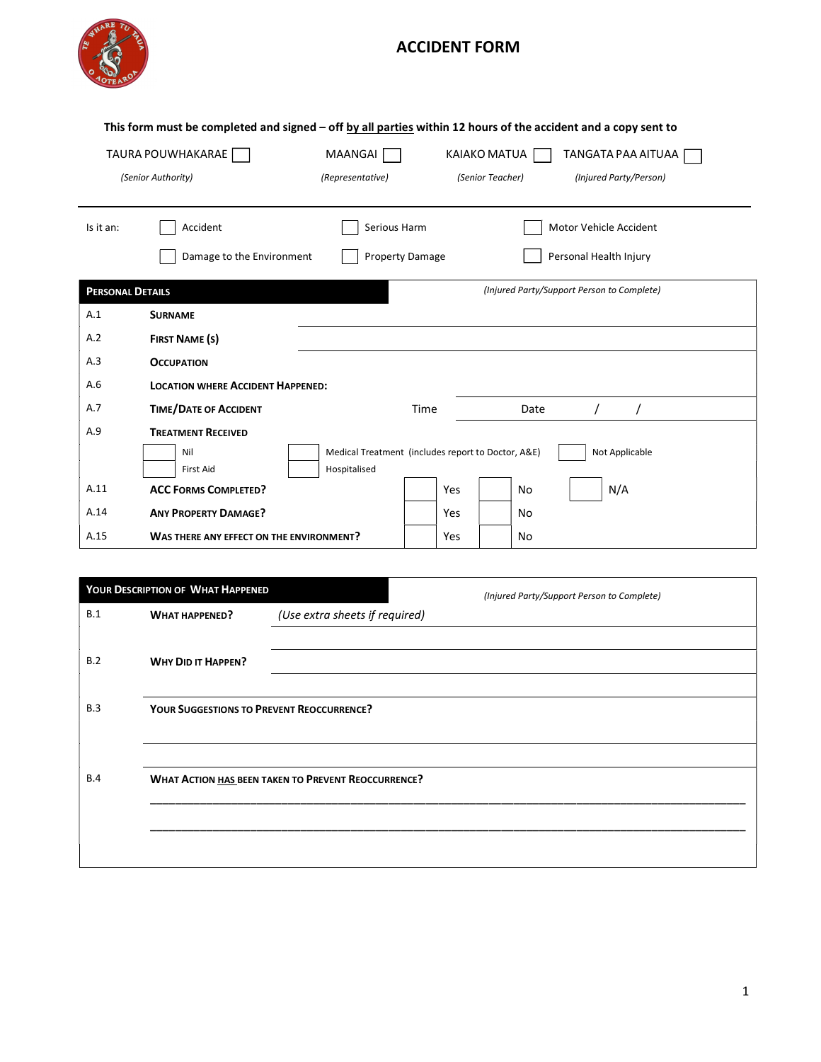# ACCIDENT FORM

**This form must be completed and signed – off by all parties within 12 hours of the accident and a copy sent to**

| TAURA POUWHAKARAE ☐ | MAANGAI ☐ | KAIAKO MATUA ☐ | TANGATA PAA AITUAA ☐ |
|---|---|---|---|
| *(Senior Authority)* | *(Representative)* | *(Senior Teacher)* | *(Injured Party/Person)* |

---

| Is it an: | ☐ Accident | ☐ Serious Harm | ☐ Motor Vehicle Accident |
|---|---|---|---|
| | ☐ Damage to the Environment | ☐ Property Damage | ☐ Personal Health Injury |

## PERSONAL DETAILS

*(Injured Party/Support Person to Complete)*

| | | |
|---|---|---|
| A.1 | **SURNAME** | |
| A.2 | **FIRST NAME (S)** | |
| A.3 | **OCCUPATION** | |
| A.6 | **LOCATION WHERE ACCIDENT HAPPENED:** | |
| A.7 | **TIME/DATE OF ACCIDENT** | Time ______ Date / / |
| A.9 | **TREATMENT RECEIVED** | |
| | ☐ Nil | ☐ Medical Treatment (includes report to Doctor, A&E) ☐ Not Applicable |
| | ☐ First Aid | ☐ Hospitalised |
| A.11 | **ACC FORMS COMPLETED?** | ☐ Yes ☐ No ☐ N/A |
| A.14 | **ANY PROPERTY DAMAGE?** | ☐ Yes ☐ No |
| A.15 | **WAS THERE ANY EFFECT ON THE ENVIRONMENT?** | ☐ Yes ☐ No |

## YOUR DESCRIPTION OF WHAT HAPPENED

*(Injured Party/Support Person to Complete)*

B.1 **WHAT HAPPENED?** *(Use extra sheets if required)*

B.2 **WHY DID IT HAPPEN?**

B.3 **YOUR SUGGESTIONS TO PREVENT REOCCURRENCE?**

B.4 **WHAT ACTION HAS BEEN TAKEN TO PREVENT REOCCURRENCE?**

______________________________________________________________________________

______________________________________________________________________________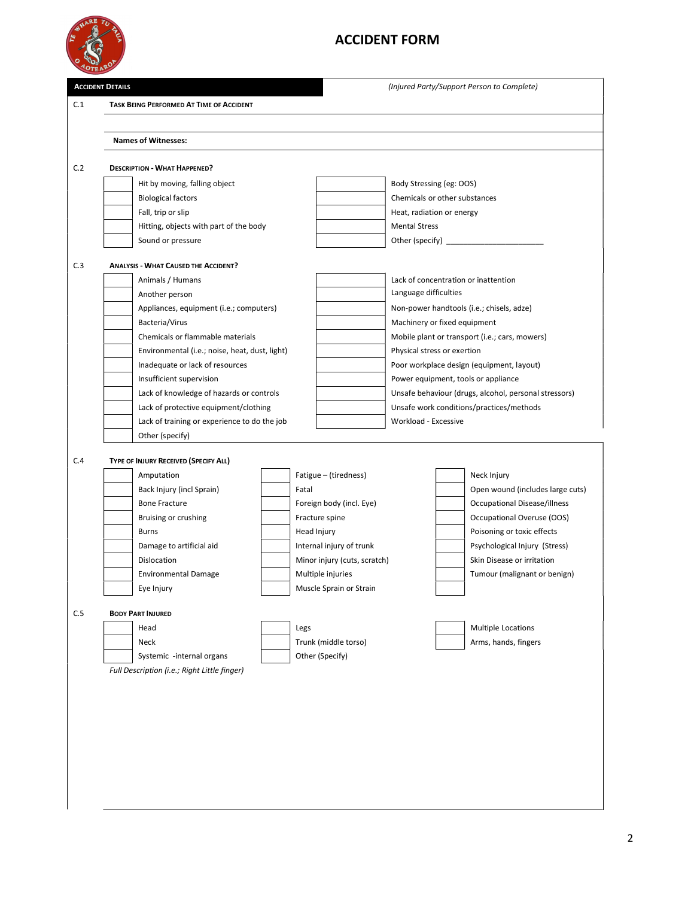# ACCIDENT FORM

**ACCIDENT DETAILS** *(Injured Party/Support Person to Complete)*

**C.1 TASK BEING PERFORMED AT TIME OF ACCIDENT**

**Names of Witnesses:**

**C.2 DESCRIPTION - WHAT HAPPENED?**

| | | | |
|---|---|---|---|
| | Hit by moving, falling object | | Body Stressing (eg: OOS) |
| | Biological factors | | Chemicals or other substances |
| | Fall, trip or slip | | Heat, radiation or energy |
| | Hitting, objects with part of the body | | Mental Stress |
| | Sound or pressure | | Other (specify) ______________________ |

**C.3 ANALYSIS - WHAT CAUSED THE ACCIDENT?**

| | | | |
|---|---|---|---|
| | Animals / Humans | | Lack of concentration or inattention |
| | Another person | | Language difficulties |
| | Appliances, equipment (i.e.; computers) | | Non-power handtools (i.e.; chisels, adze) |
| | Bacteria/Virus | | Machinery or fixed equipment |
| | Chemicals or flammable materials | | Mobile plant or transport (i.e.; cars, mowers) |
| | Environmental (i.e.; noise, heat, dust, light) | | Physical stress or exertion |
| | Inadequate or lack of resources | | Poor workplace design (equipment, layout) |
| | Insufficient supervision | | Power equipment, tools or appliance |
| | Lack of knowledge of hazards or controls | | Unsafe behaviour (drugs, alcohol, personal stressors) |
| | Lack of protective equipment/clothing | | Unsafe work conditions/practices/methods |
| | Lack of training or experience to do the job | | Workload - Excessive |
| | Other (specify) | | |

**C.4 TYPE OF INJURY RECEIVED (SPECIFY ALL)**

| | | | | | |
|---|---|---|---|---|---|
| | Amputation | | Fatigue – (tiredness) | | Neck Injury |
| | Back Injury (incl Sprain) | | Fatal | | Open wound (includes large cuts) |
| | Bone Fracture | | Foreign body (incl. Eye) | | Occupational Disease/illness |
| | Bruising or crushing | | Fracture spine | | Occupational Overuse (OOS) |
| | Burns | | Head Injury | | Poisoning or toxic effects |
| | Damage to artificial aid | | Internal injury of trunk | | Psychological Injury (Stress) |
| | Dislocation | | Minor injury (cuts, scratch) | | Skin Disease or irritation |
| | Environmental Damage | | Multiple injuries | | Tumour (malignant or benign) |
| | Eye Injury | | Muscle Sprain or Strain | | |

**C.5 BODY PART INJURED**

| | | | | | |
|---|---|---|---|---|---|
| | Head | | Legs | | Multiple Locations |
| | Neck | | Trunk (middle torso) | | Arms, hands, fingers |
| | Systemic -internal organs | | Other (Specify) | | |

*Full Description (i.e.; Right Little finger)*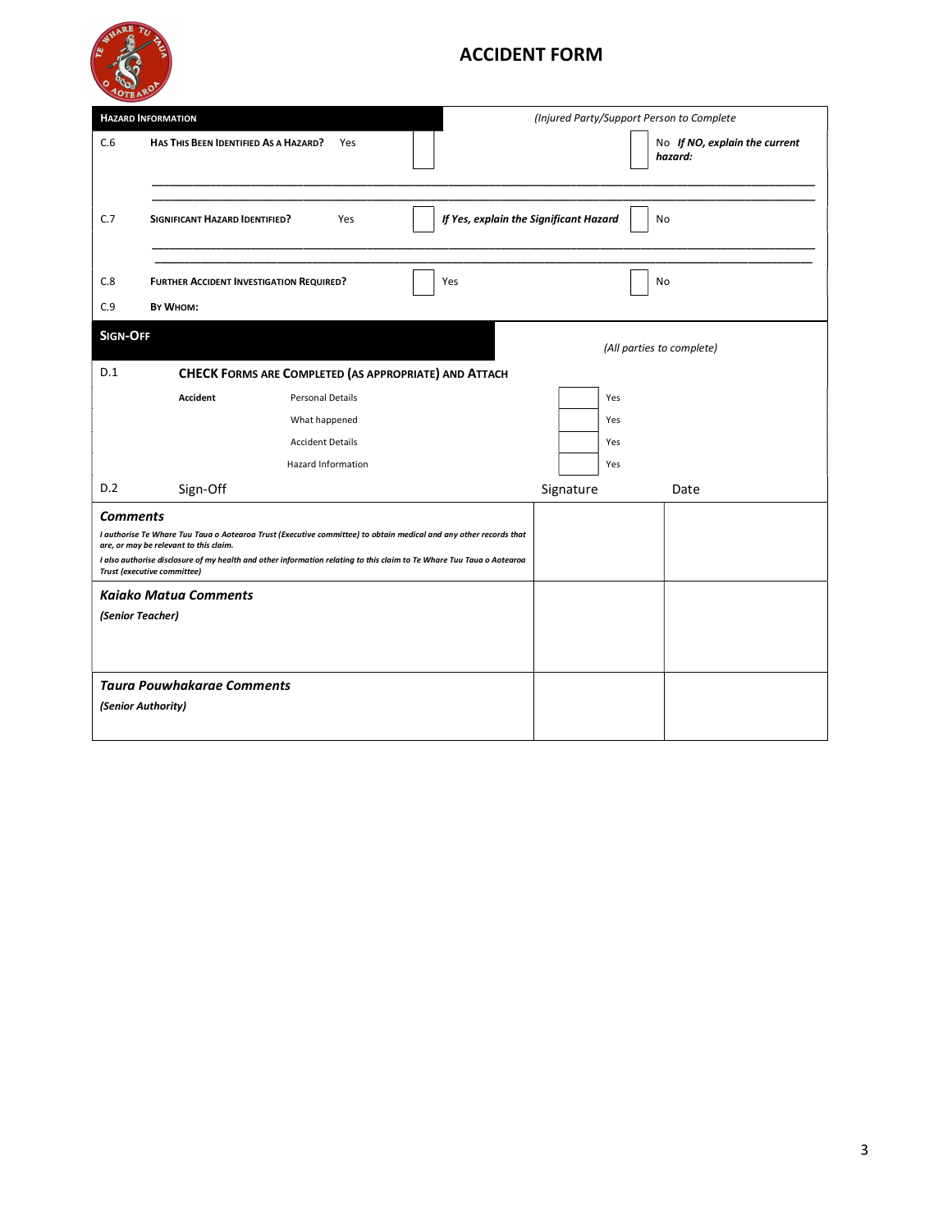# ACCIDENT FORM

| HAZARD INFORMATION | | *(Injured Party/Support Person to Complete* | |
|---|---|---|---|
| C.6 | HAS THIS BEEN IDENTIFIED AS A HAZARD? Yes ☐ | No ☐ | ***If NO, explain the current hazard:*** |

______________________________________________________________________________

______________________________________________________________________________

| | | | |
|---|---|---|---|
| C.7 | SIGNIFICANT HAZARD IDENTIFIED? Yes ☐ | ***If Yes, explain the Significant Hazard*** | ☐ No |

______________________________________________________________________________

______________________________________________________________________________

| | | | |
|---|---|---|---|
| C.8 | FURTHER ACCIDENT INVESTIGATION REQUIRED? | ☐ Yes | ☐ No |
| C.9 | BY WHOM: | | |

| SIGN-OFF | *(All parties to complete)* |
|---|---|

**D.1 CHECK FORMS ARE COMPLETED (AS APPROPRIATE) AND ATTACH**

| | | | |
|---|---|---|---|
| **Accident** | Personal Details | ☐ | Yes |
| | What happened | ☐ | Yes |
| | Accident Details | ☐ | Yes |
| | Hazard Information | ☐ | Yes |

| D.2 Sign-Off | Signature | Date |
|---|---|---|
| ***Comments*** <br> ***I authorise Te Whare Tuu Taua o Aotearoa Trust (Executive committee) to obtain medical and any other records that are, or may be relevant to this claim.*** <br> ***I also authorise disclosure of my health and other information relating to this claim to Te Whare Tuu Taua o Aotearoa Trust (executive committee)*** | | |
| ***Kaiako Matua Comments*** <br> ***(Senior Teacher)*** | | |
| ***Taura Pouwhakarae Comments*** <br> ***(Senior Authority)*** | | |